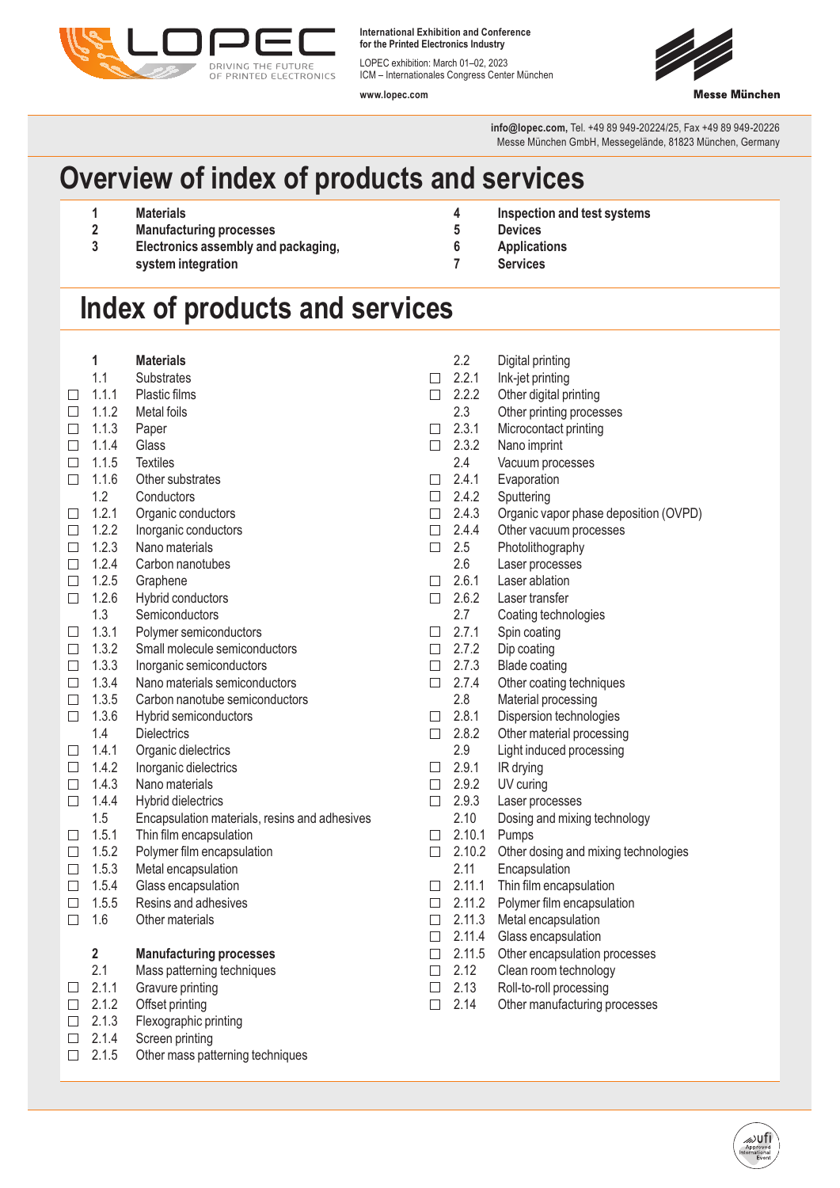**International Exhibition and Conference for the Printed Electronics Industry**

LOPEC exhibition: March 01–02, 2023
ICM – Internationales Congress Center München

**www.lopec.com**

**Messe München**

**info@lopec.com**, Tel. +49 89 949-20224/25, Fax +49 89 949-20226
Messe München GmbH, Messegelände, 81823 München, Germany

# Overview of index of products and services

| | |
|---|---|
| **1** | **Materials** |
| **2** | **Manufacturing processes** |
| **3** | **Electronics assembly and packaging, system integration** |
| **4** | **Inspection and test systems** |
| **5** | **Devices** |
| **6** | **Applications** |
| **7** | **Services** |

# Index of products and services

**1 Materials**

1.1 Substrates
- ☐ 1.1.1 Plastic films
- ☐ 1.1.2 Metal foils
- ☐ 1.1.3 Paper
- ☐ 1.1.4 Glass
- ☐ 1.1.5 Textiles
- ☐ 1.1.6 Other substrates

1.2 Conductors
- ☐ 1.2.1 Organic conductors
- ☐ 1.2.2 Inorganic conductors
- ☐ 1.2.3 Nano materials
- ☐ 1.2.4 Carbon nanotubes
- ☐ 1.2.5 Graphene
- ☐ 1.2.6 Hybrid conductors

1.3 Semiconductors
- ☐ 1.3.1 Polymer semiconductors
- ☐ 1.3.2 Small molecule semiconductors
- ☐ 1.3.3 Inorganic semiconductors
- ☐ 1.3.4 Nano materials semiconductors
- ☐ 1.3.5 Carbon nanotube semiconductors
- ☐ 1.3.6 Hybrid semiconductors

1.4 Dielectrics
- ☐ 1.4.1 Organic dielectrics
- ☐ 1.4.2 Inorganic dielectrics
- ☐ 1.4.3 Nano materials
- ☐ 1.4.4 Hybrid dielectrics

1.5 Encapsulation materials, resins and adhesives
- ☐ 1.5.1 Thin film encapsulation
- ☐ 1.5.2 Polymer film encapsulation
- ☐ 1.5.3 Metal encapsulation
- ☐ 1.5.4 Glass encapsulation
- ☐ 1.5.5 Resins and adhesives

- ☐ 1.6 Other materials

**2 Manufacturing processes**

2.1 Mass patterning techniques
- ☐ 2.1.1 Gravure printing
- ☐ 2.1.2 Offset printing
- ☐ 2.1.3 Flexographic printing
- ☐ 2.1.4 Screen printing
- ☐ 2.1.5 Other mass patterning techniques

2.2 Digital printing
- ☐ 2.2.1 Ink-jet printing
- ☐ 2.2.2 Other digital printing

2.3 Other printing processes
- ☐ 2.3.1 Microcontact printing
- ☐ 2.3.2 Nano imprint

2.4 Vacuum processes
- ☐ 2.4.1 Evaporation
- ☐ 2.4.2 Sputtering
- ☐ 2.4.3 Organic vapor phase deposition (OVPD)
- ☐ 2.4.4 Other vacuum processes

- ☐ 2.5 Photolithography

2.6 Laser processes
- ☐ 2.6.1 Laser ablation
- ☐ 2.6.2 Laser transfer

2.7 Coating technologies
- ☐ 2.7.1 Spin coating
- ☐ 2.7.2 Dip coating
- ☐ 2.7.3 Blade coating
- ☐ 2.7.4 Other coating techniques

2.8 Material processing
- ☐ 2.8.1 Dispersion technologies
- ☐ 2.8.2 Other material processing

2.9 Light induced processing
- ☐ 2.9.1 IR drying
- ☐ 2.9.2 UV curing
- ☐ 2.9.3 Laser processes

2.10 Dosing and mixing technology
- ☐ 2.10.1 Pumps
- ☐ 2.10.2 Other dosing and mixing technologies

2.11 Encapsulation
- ☐ 2.11.1 Thin film encapsulation
- ☐ 2.11.2 Polymer film encapsulation
- ☐ 2.11.3 Metal encapsulation
- ☐ 2.11.4 Glass encapsulation
- ☐ 2.11.5 Other encapsulation processes

- ☐ 2.12 Clean room technology
- ☐ 2.13 Roll-to-roll processing
- ☐ 2.14 Other manufacturing processes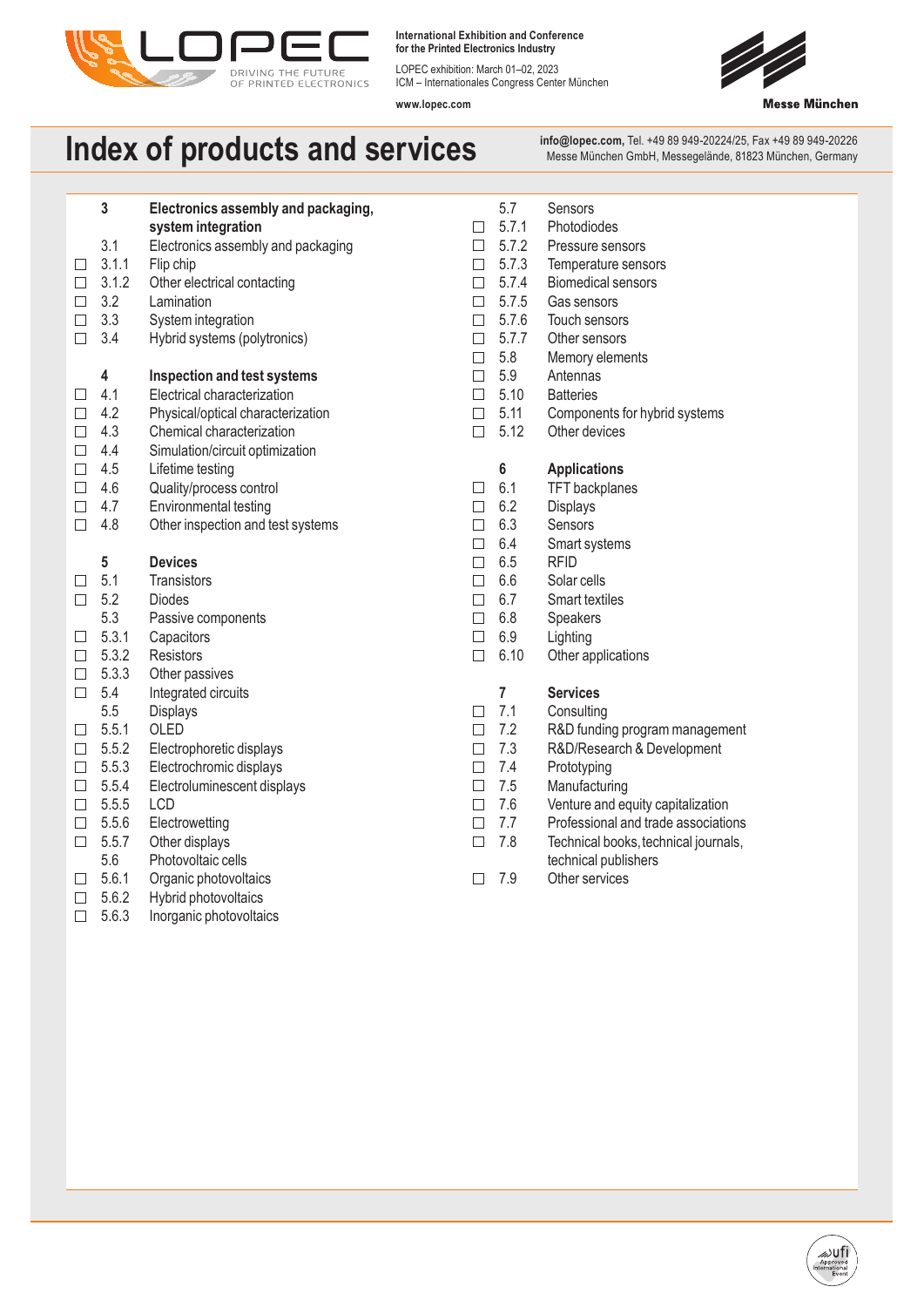International Exhibition and Conference for the Printed Electronics Industry

LOPEC exhibition: March 01–02, 2023
ICM – Internationales Congress Center München

www.lopec.com

# Index of products and services

**info@lopec.com,** Tel. +49 89 949-20224/25, Fax +49 89 949-20226
Messe München GmbH, Messegelände, 81823 München, Germany

**3 Electronics assembly and packaging, system integration**

3.1 Electronics assembly and packaging

- ☐ 3.1.1 Flip chip
- ☐ 3.1.2 Other electrical contacting
- ☐ 3.2 Lamination
- ☐ 3.3 System integration
- ☐ 3.4 Hybrid systems (polytronics)

**4 Inspection and test systems**

- ☐ 4.1 Electrical characterization
- ☐ 4.2 Physical/optical characterization
- ☐ 4.3 Chemical characterization
- ☐ 4.4 Simulation/circuit optimization
- ☐ 4.5 Lifetime testing
- ☐ 4.6 Quality/process control
- ☐ 4.7 Environmental testing
- ☐ 4.8 Other inspection and test systems

**5 Devices**

- ☐ 5.1 Transistors
- ☐ 5.2 Diodes

5.3 Passive components

- ☐ 5.3.1 Capacitors
- ☐ 5.3.2 Resistors
- ☐ 5.3.3 Other passives
- ☐ 5.4 Integrated circuits

5.5 Displays

- ☐ 5.5.1 OLED
- ☐ 5.5.2 Electrophoretic displays
- ☐ 5.5.3 Electrochromic displays
- ☐ 5.5.4 Electroluminescent displays
- ☐ 5.5.5 LCD
- ☐ 5.5.6 Electrowetting
- ☐ 5.5.7 Other displays

5.6 Photovoltaic cells

- ☐ 5.6.1 Organic photovoltaics
- ☐ 5.6.2 Hybrid photovoltaics
- ☐ 5.6.3 Inorganic photovoltaics

5.7 Sensors

- ☐ 5.7.1 Photodiodes
- ☐ 5.7.2 Pressure sensors
- ☐ 5.7.3 Temperature sensors
- ☐ 5.7.4 Biomedical sensors
- ☐ 5.7.5 Gas sensors
- ☐ 5.7.6 Touch sensors
- ☐ 5.7.7 Other sensors
- ☐ 5.8 Memory elements
- ☐ 5.9 Antennas
- ☐ 5.10 Batteries
- ☐ 5.11 Components for hybrid systems
- ☐ 5.12 Other devices

**6 Applications**

- ☐ 6.1 TFT backplanes
- ☐ 6.2 Displays
- ☐ 6.3 Sensors
- ☐ 6.4 Smart systems
- ☐ 6.5 RFID
- ☐ 6.6 Solar cells
- ☐ 6.7 Smart textiles
- ☐ 6.8 Speakers
- ☐ 6.9 Lighting
- ☐ 6.10 Other applications

**7 Services**

- ☐ 7.1 Consulting
- ☐ 7.2 R&D funding program management
- ☐ 7.3 R&D/Research & Development
- ☐ 7.4 Prototyping
- ☐ 7.5 Manufacturing
- ☐ 7.6 Venture and equity capitalization
- ☐ 7.7 Professional and trade associations
- ☐ 7.8 Technical books, technical journals, technical publishers
- ☐ 7.9 Other services